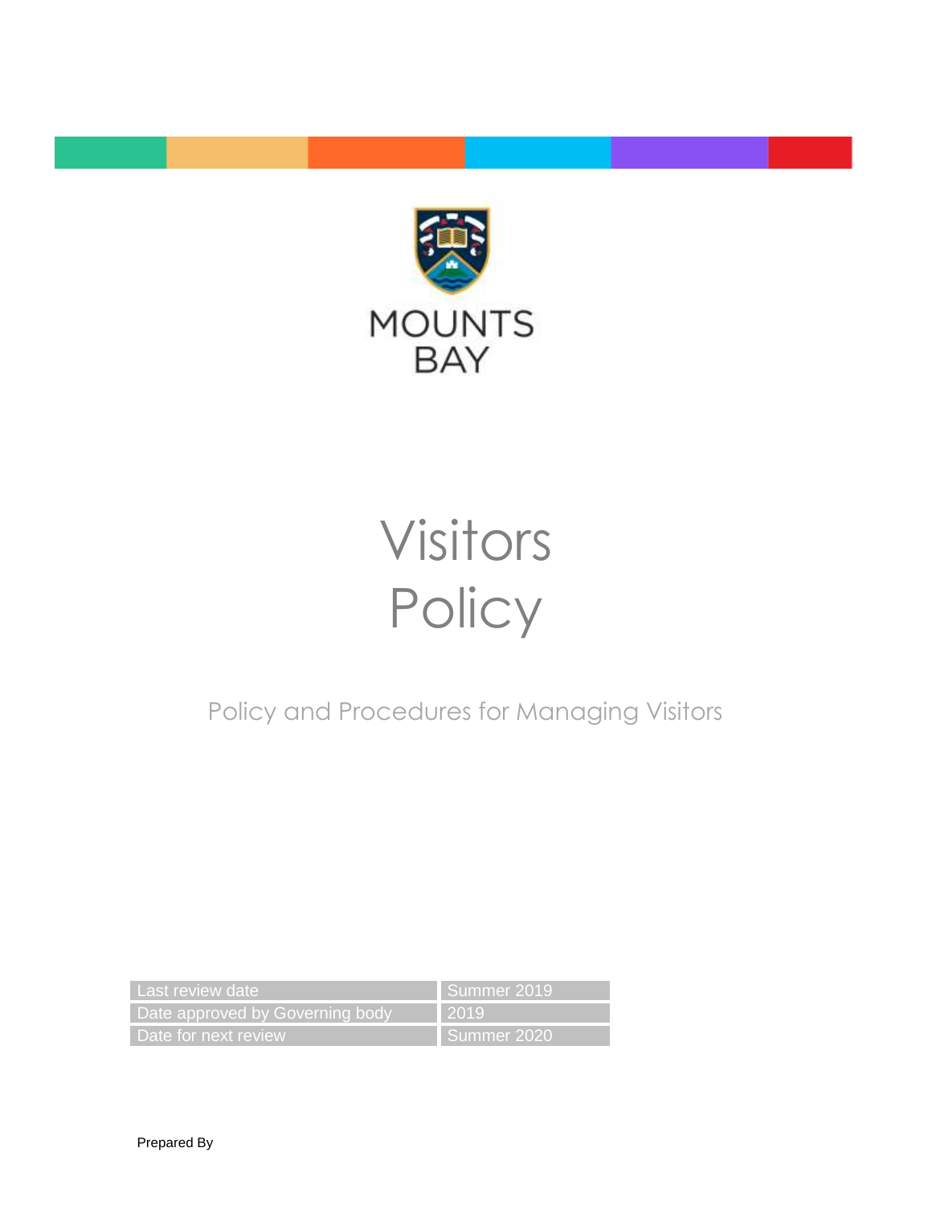MOUNTS BAY

# Visitors Policy

Policy and Procedures for Managing Visitors

| Last review date | Summer 2019 |
|---|---|
| Date approved by Governing body | 2019 |
| Date for next review | Summer 2020 |

Prepared By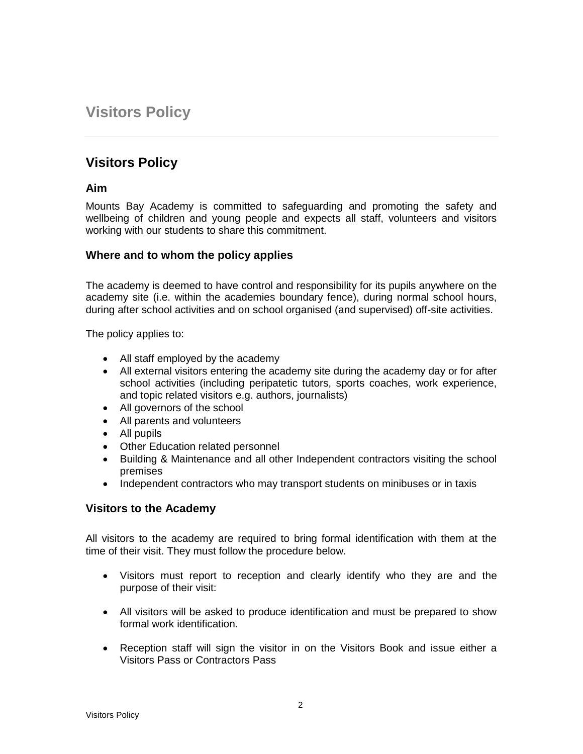# Visitors Policy

## Visitors Policy

### Aim

Mounts Bay Academy is committed to safeguarding and promoting the safety and wellbeing of children and young people and expects all staff, volunteers and visitors working with our students to share this commitment.

### Where and to whom the policy applies

The academy is deemed to have control and responsibility for its pupils anywhere on the academy site (i.e. within the academies boundary fence), during normal school hours, during after school activities and on school organised (and supervised) off-site activities.

The policy applies to:

- All staff employed by the academy
- All external visitors entering the academy site during the academy day or for after school activities (including peripatetic tutors, sports coaches, work experience, and topic related visitors e.g. authors, journalists)
- All governors of the school
- All parents and volunteers
- All pupils
- Other Education related personnel
- Building & Maintenance and all other Independent contractors visiting the school premises
- Independent contractors who may transport students on minibuses or in taxis

### Visitors to the Academy

All visitors to the academy are required to bring formal identification with them at the time of their visit. They must follow the procedure below.

- Visitors must report to reception and clearly identify who they are and the purpose of their visit:
- All visitors will be asked to produce identification and must be prepared to show formal work identification.
- Reception staff will sign the visitor in on the Visitors Book and issue either a Visitors Pass or Contractors Pass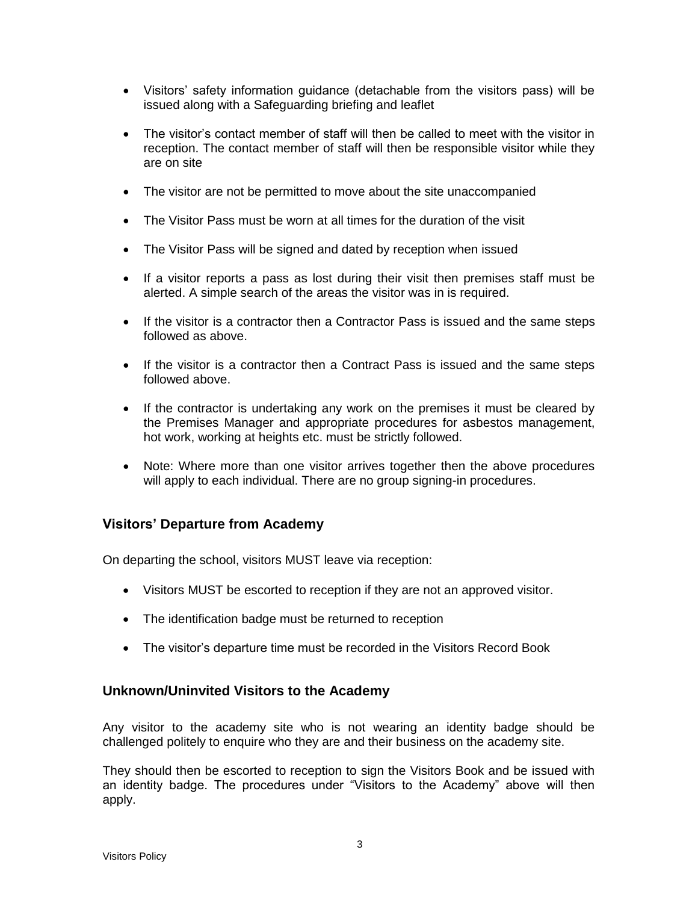- Visitors' safety information guidance (detachable from the visitors pass) will be issued along with a Safeguarding briefing and leaflet

- The visitor's contact member of staff will then be called to meet with the visitor in reception. The contact member of staff will then be responsible visitor while they are on site

- The visitor are not be permitted to move about the site unaccompanied

- The Visitor Pass must be worn at all times for the duration of the visit

- The Visitor Pass will be signed and dated by reception when issued

- If a visitor reports a pass as lost during their visit then premises staff must be alerted. A simple search of the areas the visitor was in is required.

- If the visitor is a contractor then a Contractor Pass is issued and the same steps followed as above.

- If the visitor is a contractor then a Contract Pass is issued and the same steps followed above.

- If the contractor is undertaking any work on the premises it must be cleared by the Premises Manager and appropriate procedures for asbestos management, hot work, working at heights etc. must be strictly followed.

- Note: Where more than one visitor arrives together then the above procedures will apply to each individual. There are no group signing-in procedures.

## Visitors' Departure from Academy

On departing the school, visitors MUST leave via reception:

- Visitors MUST be escorted to reception if they are not an approved visitor.

- The identification badge must be returned to reception

- The visitor's departure time must be recorded in the Visitors Record Book

## Unknown/Uninvited Visitors to the Academy

Any visitor to the academy site who is not wearing an identity badge should be challenged politely to enquire who they are and their business on the academy site.

They should then be escorted to reception to sign the Visitors Book and be issued with an identity badge. The procedures under "Visitors to the Academy" above will then apply.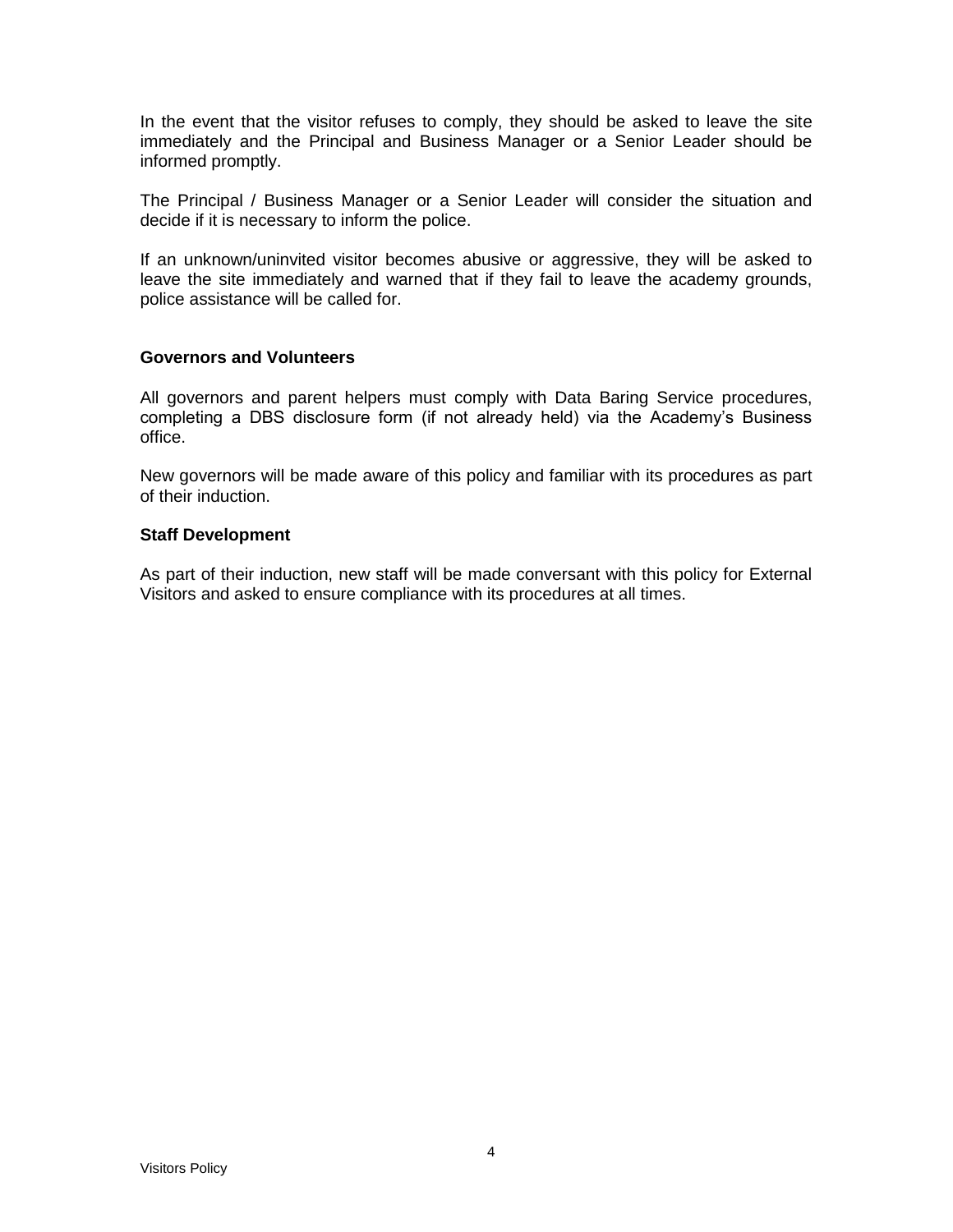In the event that the visitor refuses to comply, they should be asked to leave the site immediately and the Principal and Business Manager or a Senior Leader should be informed promptly.

The Principal / Business Manager or a Senior Leader will consider the situation and decide if it is necessary to inform the police.

If an unknown/uninvited visitor becomes abusive or aggressive, they will be asked to leave the site immediately and warned that if they fail to leave the academy grounds, police assistance will be called for.

**Governors and Volunteers**

All governors and parent helpers must comply with Data Baring Service procedures, completing a DBS disclosure form (if not already held) via the Academy's Business office.

New governors will be made aware of this policy and familiar with its procedures as part of their induction.

**Staff Development**

As part of their induction, new staff will be made conversant with this policy for External Visitors and asked to ensure compliance with its procedures at all times.